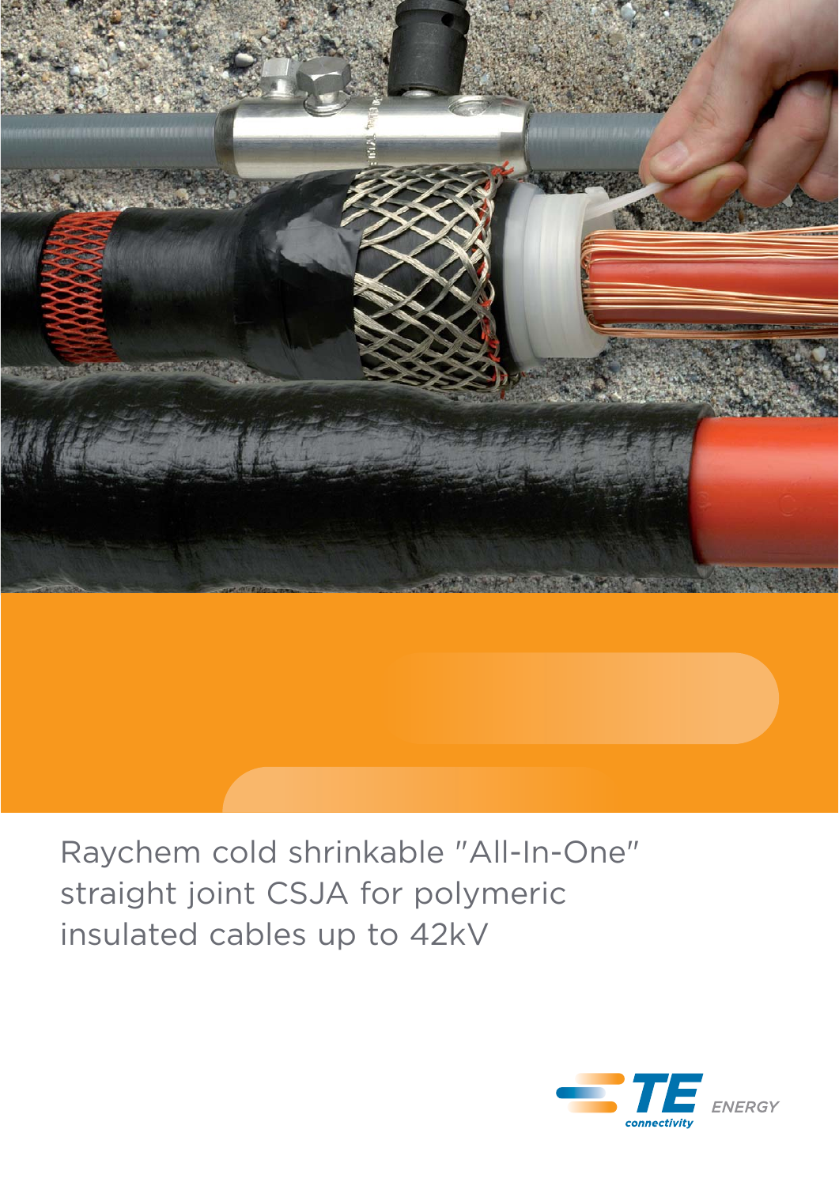# Raychem cold shrinkable "All-In-One" straight joint CSJA for polymeric insulated cables up to 42kV

TE connectivity ENERGY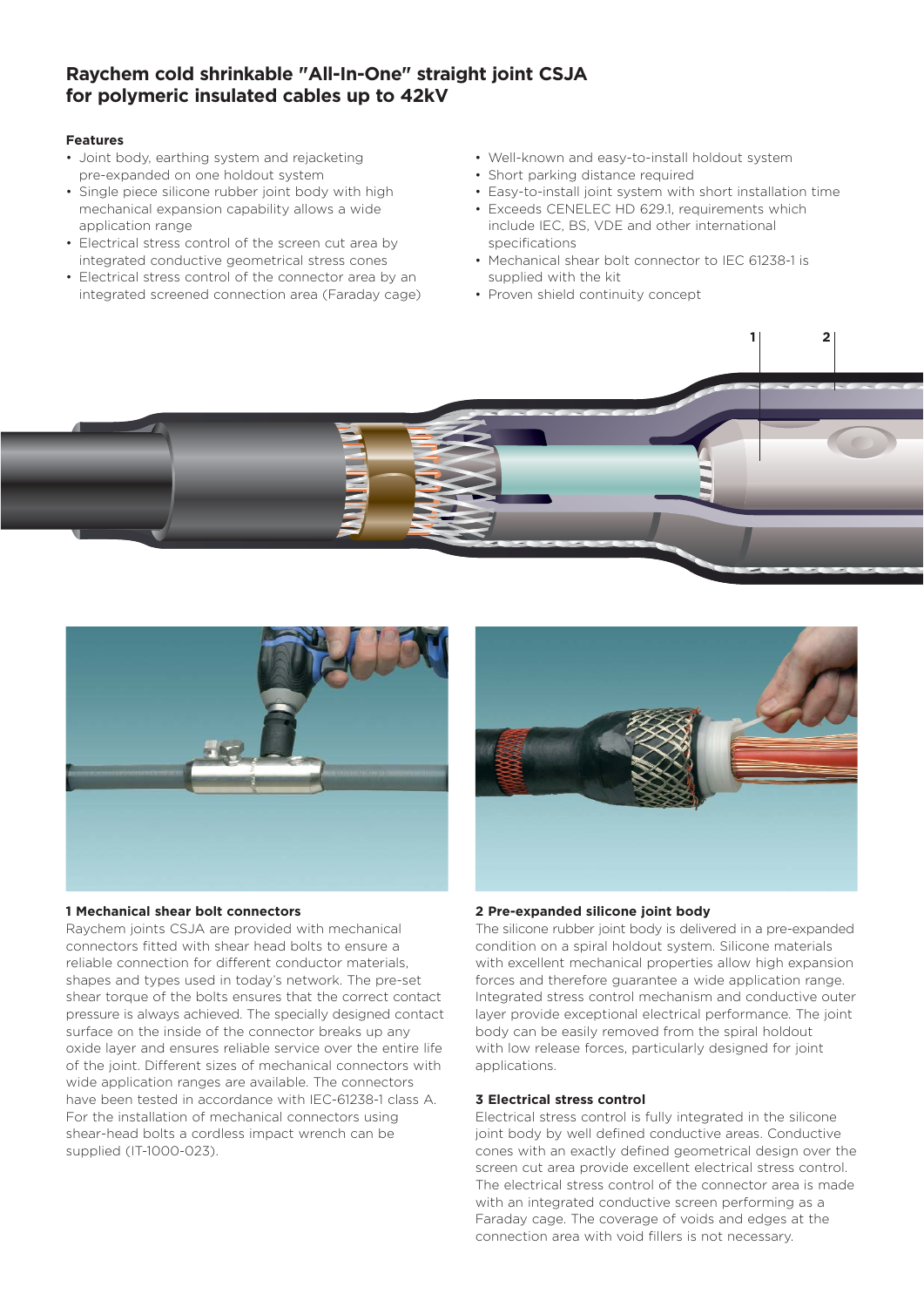## Raychem cold shrinkable "All-In-One" straight joint CSJA for polymeric insulated cables up to 42kV

### Features

- Joint body, earthing system and rejacketing pre-expanded on one holdout system
- Single piece silicone rubber joint body with high mechanical expansion capability allows a wide application range
- Electrical stress control of the screen cut area by integrated conductive geometrical stress cones
- Electrical stress control of the connector area by an integrated screened connection area (Faraday cage)
- Well-known and easy-to-install holdout system
- Short parking distance required
- Easy-to-install joint system with short installation time
- Exceeds CENELEC HD 629.1, requirements which include IEC, BS, VDE and other international specifications
- Mechanical shear bolt connector to IEC 61238-1 is supplied with the kit
- Proven shield continuity concept

### 1 Mechanical shear bolt connectors

Raychem joints CSJA are provided with mechanical connectors fitted with shear head bolts to ensure a reliable connection for different conductor materials, shapes and types used in today's network. The pre-set shear torque of the bolts ensures that the correct contact pressure is always achieved. The specially designed contact surface on the inside of the connector breaks up any oxide layer and ensures reliable service over the entire life of the joint. Different sizes of mechanical connectors with wide application ranges are available. The connectors have been tested in accordance with IEC-61238-1 class A. For the installation of mechanical connectors using shear-head bolts a cordless impact wrench can be supplied (IT-1000-023).

### 2 Pre-expanded silicone joint body

The silicone rubber joint body is delivered in a pre-expanded condition on a spiral holdout system. Silicone materials with excellent mechanical properties allow high expansion forces and therefore guarantee a wide application range. Integrated stress control mechanism and conductive outer layer provide exceptional electrical performance. The joint body can be easily removed from the spiral holdout with low release forces, particularly designed for joint applications.

### 3 Electrical stress control

Electrical stress control is fully integrated in the silicone joint body by well defined conductive areas. Conductive cones with an exactly defined geometrical design over the screen cut area provide excellent electrical stress control. The electrical stress control of the connector area is made with an integrated conductive screen performing as a Faraday cage. The coverage of voids and edges at the connection area with void fillers is not necessary.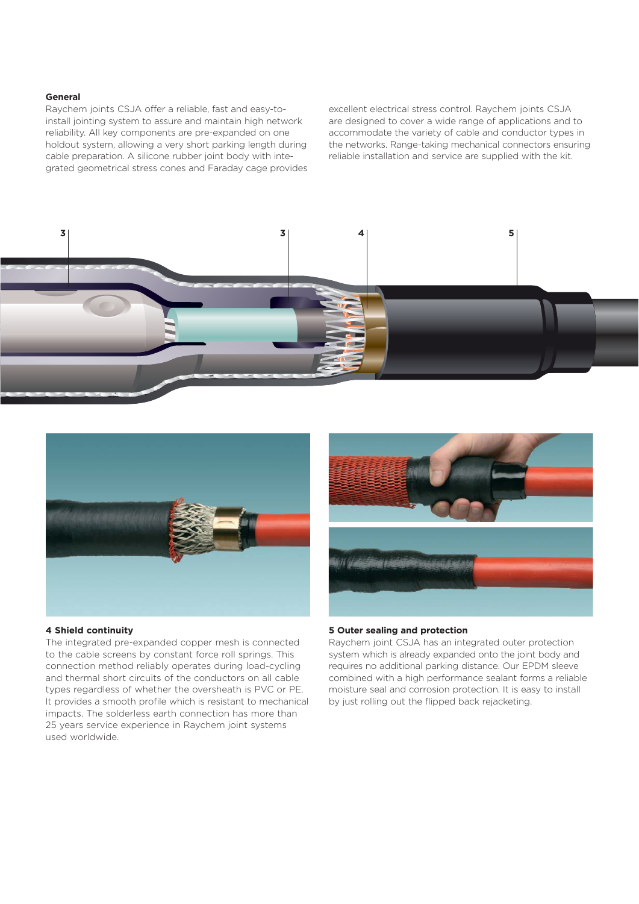**General**

Raychem joints CSJA offer a reliable, fast and easy-to-install jointing system to assure and maintain high network reliability. All key components are pre-expanded on one holdout system, allowing a very short parking length during cable preparation. A silicone rubber joint body with integrated geometrical stress cones and Faraday cage provides excellent electrical stress control. Raychem joints CSJA are designed to cover a wide range of applications and to accommodate the variety of cable and conductor types in the networks. Range-taking mechanical connectors ensuring reliable installation and service are supplied with the kit.

3 3 4 5

**4 Shield continuity**

The integrated pre-expanded copper mesh is connected to the cable screens by constant force roll springs. This connection method reliably operates during load-cycling and thermal short circuits of the conductors on all cable types regardless of whether the oversheath is PVC or PE. It provides a smooth profile which is resistant to mechanical impacts. The solderless earth connection has more than 25 years service experience in Raychem joint systems used worldwide.

**5 Outer sealing and protection**

Raychem joint CSJA has an integrated outer protection system which is already expanded onto the joint body and requires no additional parking distance. Our EPDM sleeve combined with a high performance sealant forms a reliable moisture seal and corrosion protection. It is easy to install by just rolling out the flipped back rejacketing.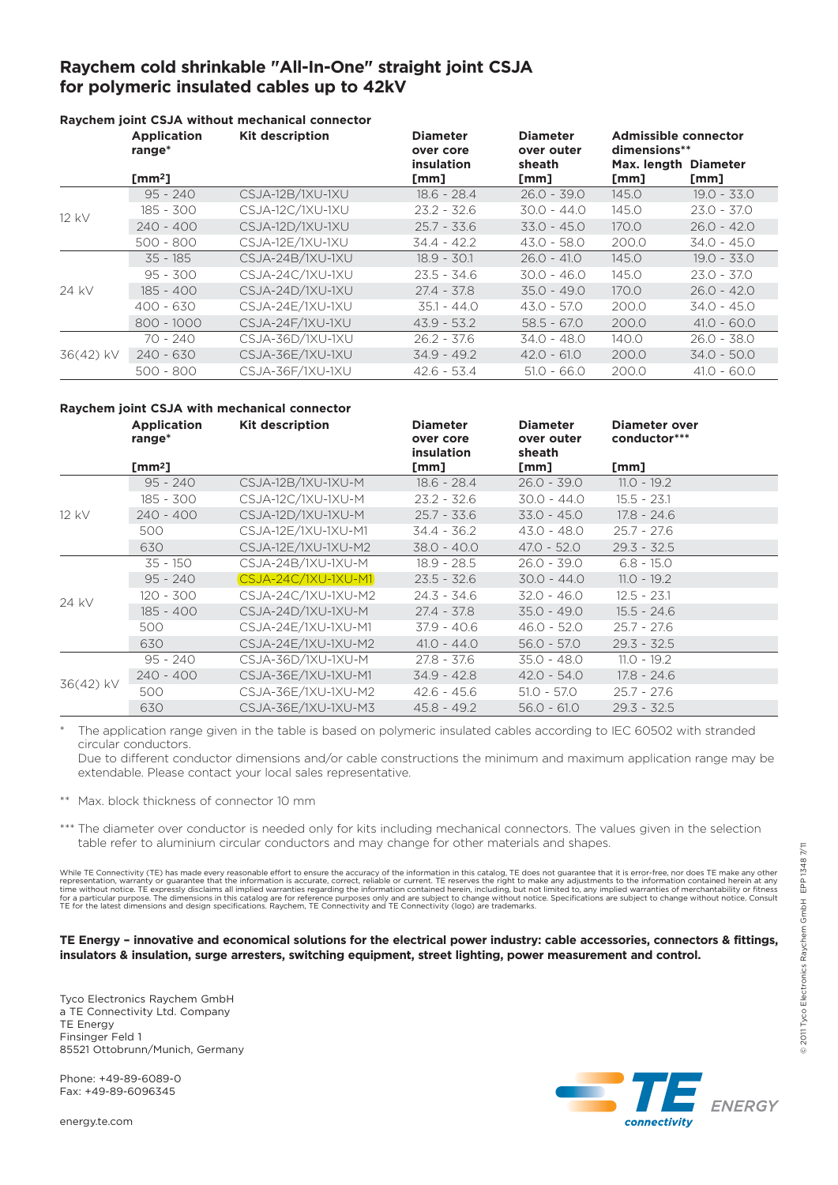## Raychem cold shrinkable "All-In-One" straight joint CSJA for polymeric insulated cables up to 42kV

### Raychem joint CSJA without mechanical connector

| | Application range* [mm²] | Kit description | Diameter over core insulation [mm] | Diameter over outer sheath [mm] | Admissible connector dimensions** Max. length [mm] | Diameter [mm] |
|---|---|---|---|---|---|---|
| 12 kV | 95 - 240 | CSJA-12B/1XU-1XU | 18.6 - 28.4 | 26.0 - 39.0 | 145.0 | 19.0 - 33.0 |
| | 185 - 300 | CSJA-12C/1XU-1XU | 23.2 - 32.6 | 30.0 - 44.0 | 145.0 | 23.0 - 37.0 |
| | 240 - 400 | CSJA-12D/1XU-1XU | 25.7 - 33.6 | 33.0 - 45.0 | 170.0 | 26.0 - 42.0 |
| | 500 - 800 | CSJA-12E/1XU-1XU | 34.4 - 42.2 | 43.0 - 58.0 | 200.0 | 34.0 - 45.0 |
| 24 kV | 35 - 185 | CSJA-24B/1XU-1XU | 18.9 - 30.1 | 26.0 - 41.0 | 145.0 | 19.0 - 33.0 |
| | 95 - 300 | CSJA-24C/1XU-1XU | 23.5 - 34.6 | 30.0 - 46.0 | 145.0 | 23.0 - 37.0 |
| | 185 - 400 | CSJA-24D/1XU-1XU | 27.4 - 37.8 | 35.0 - 49.0 | 170.0 | 26.0 - 42.0 |
| | 400 - 630 | CSJA-24E/1XU-1XU | 35.1 - 44.0 | 43.0 - 57.0 | 200.0 | 34.0 - 45.0 |
| | 800 - 1000 | CSJA-24F/1XU-1XU | 43.9 - 53.2 | 58.5 - 67.0 | 200.0 | 41.0 - 60.0 |
| 36(42) kV | 70 - 240 | CSJA-36D/1XU-1XU | 26.2 - 37.6 | 34.0 - 48.0 | 140.0 | 26.0 - 38.0 |
| | 240 - 630 | CSJA-36E/1XU-1XU | 34.9 - 49.2 | 42.0 - 61.0 | 200.0 | 34.0 - 50.0 |
| | 500 - 800 | CSJA-36F/1XU-1XU | 42.6 - 53.4 | 51.0 - 66.0 | 200.0 | 41.0 - 60.0 |

### Raychem joint CSJA with mechanical connector

| | Application range* [mm²] | Kit description | Diameter over core insulation [mm] | Diameter over outer sheath [mm] | Diameter over conductor*** [mm] |
|---|---|---|---|---|---|
| 12 kV | 95 - 240 | CSJA-12B/1XU-1XU-M | 18.6 - 28.4 | 26.0 - 39.0 | 11.0 - 19.2 |
| | 185 - 300 | CSJA-12C/1XU-1XU-M | 23.2 - 32.6 | 30.0 - 44.0 | 15.5 - 23.1 |
| | 240 - 400 | CSJA-12D/1XU-1XU-M | 25.7 - 33.6 | 33.0 - 45.0 | 17.8 - 24.6 |
| | 500 | CSJA-12E/1XU-1XU-M1 | 34.4 - 36.2 | 43.0 - 48.0 | 25.7 - 27.6 |
| | 630 | CSJA-12E/1XU-1XU-M2 | 38.0 - 40.0 | 47.0 - 52.0 | 29.3 - 32.5 |
| 24 kV | 35 - 150 | CSJA-24B/1XU-1XU-M | 18.9 - 28.5 | 26.0 - 39.0 | 6.8 - 15.0 |
| | 95 - 240 | CSJA-24C/1XU-1XU-M1 | 23.5 - 32.6 | 30.0 - 44.0 | 11.0 - 19.2 |
| | 120 - 300 | CSJA-24C/1XU-1XU-M2 | 24.3 - 34.6 | 32.0 - 46.0 | 12.5 - 23.1 |
| | 185 - 400 | CSJA-24D/1XU-1XU-M | 27.4 - 37.8 | 35.0 - 49.0 | 15.5 - 24.6 |
| | 500 | CSJA-24E/1XU-1XU-M1 | 37.9 - 40.6 | 46.0 - 52.0 | 25.7 - 27.6 |
| | 630 | CSJA-24E/1XU-1XU-M2 | 41.0 - 44.0 | 56.0 - 57.0 | 29.3 - 32.5 |
| 36(42) kV | 95 - 240 | CSJA-36D/1XU-1XU-M | 27.8 - 37.6 | 35.0 - 48.0 | 11.0 - 19.2 |
| | 240 - 400 | CSJA-36E/1XU-1XU-M1 | 34.9 - 42.8 | 42.0 - 54.0 | 17.8 - 24.6 |
| | 500 | CSJA-36E/1XU-1XU-M2 | 42.6 - 45.6 | 51.0 - 57.0 | 25.7 - 27.6 |
| | 630 | CSJA-36E/1XU-1XU-M3 | 45.8 - 49.2 | 56.0 - 61.0 | 29.3 - 32.5 |

\* The application range given in the table is based on polymeric insulated cables according to IEC 60502 with stranded circular conductors.
Due to different conductor dimensions and/or cable constructions the minimum and maximum application range may be extendable. Please contact your local sales representative.

** Max. block thickness of connector 10 mm

*** The diameter over conductor is needed only for kits including mechanical connectors. The values given in the selection table refer to aluminium circular conductors and may change for other materials and shapes.

While TE Connectivity (TE) has made every reasonable effort to ensure the accuracy of the information in this catalog, TE does not guarantee that it is error-free, nor does TE make any other representation, warranty or guarantee that the information is accurate, correct, reliable or current. TE reserves the right to make any adjustments to the information contained herein at any time without notice. TE expressly disclaims all implied warranties regarding the information contained herein, including, but not limited to, any implied warranties of merchantability or fitness for a particular purpose. The dimensions in this catalog are for reference purposes only and are subject to change without notice. Specifications are subject to change without notice. Consult TE for the latest dimensions and design specifications. Raychem, TE Connectivity and TE Connectivity (logo) are trademarks.

**TE Energy – innovative and economical solutions for the electrical power industry: cable accessories, connectors & fittings, insulators & insulation, surge arresters, switching equipment, street lighting, power measurement and control.**

Tyco Electronics Raychem GmbH
a TE Connectivity Ltd. Company
TE Energy
Finsinger Feld 1
85521 Ottobrunn/Munich, Germany

Phone: +49-89-6089-0
Fax: +49-89-6096345

energy.te.com

TE connectivity ENERGY

© 2011 Tyco Electronics Raychem GmbH EPP 1348 7/11